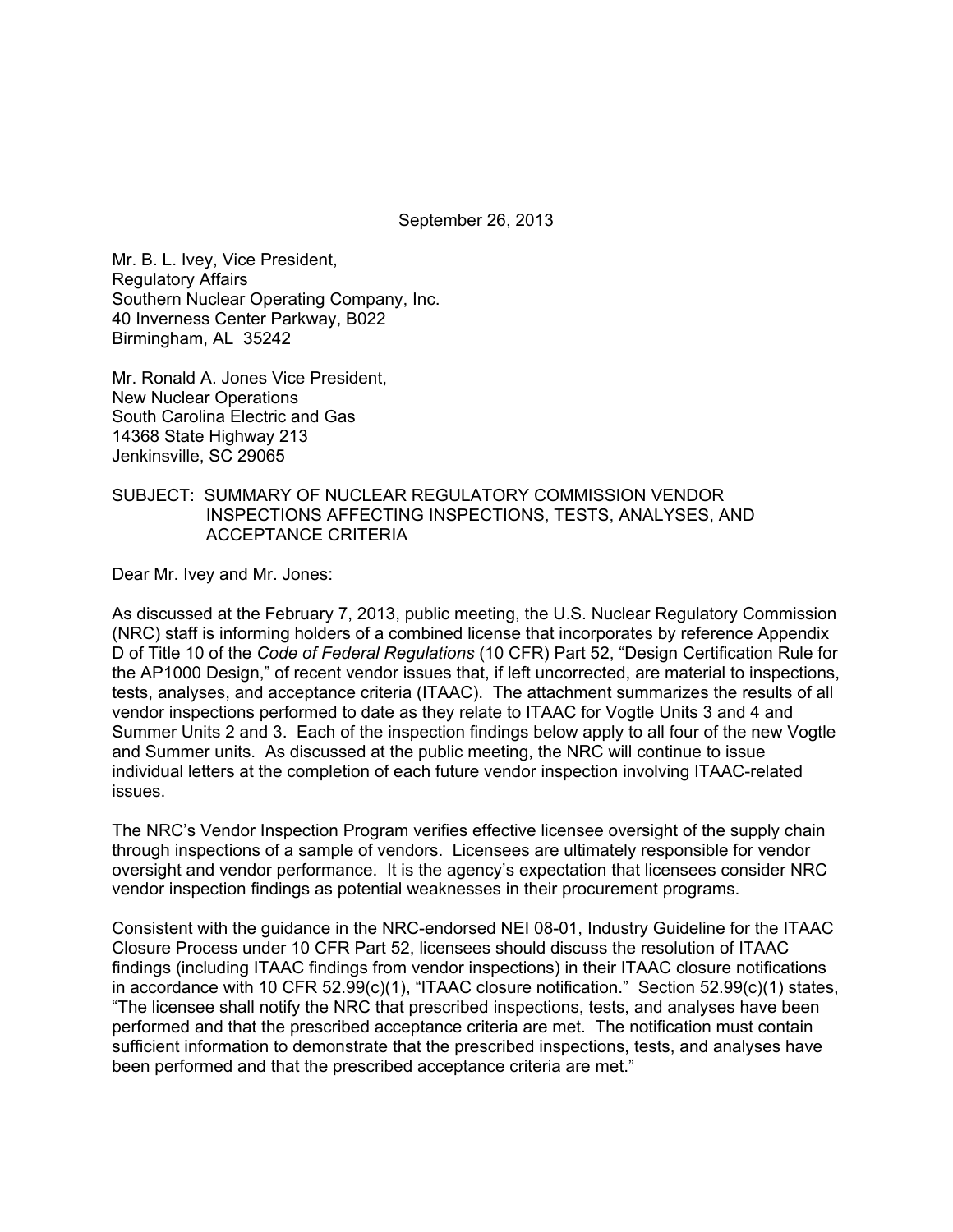September 26, 2013

Mr. B. L. Ivey, Vice President,
Regulatory Affairs
Southern Nuclear Operating Company, Inc.
40 Inverness Center Parkway, B022
Birmingham, AL 35242

Mr. Ronald A. Jones Vice President,
New Nuclear Operations
South Carolina Electric and Gas
14368 State Highway 213
Jenkinsville, SC 29065

SUBJECT: SUMMARY OF NUCLEAR REGULATORY COMMISSION VENDOR INSPECTIONS AFFECTING INSPECTIONS, TESTS, ANALYSES, AND ACCEPTANCE CRITERIA

Dear Mr. Ivey and Mr. Jones:

As discussed at the February 7, 2013, public meeting, the U.S. Nuclear Regulatory Commission (NRC) staff is informing holders of a combined license that incorporates by reference Appendix D of Title 10 of the *Code of Federal Regulations* (10 CFR) Part 52, "Design Certification Rule for the AP1000 Design," of recent vendor issues that, if left uncorrected, are material to inspections, tests, analyses, and acceptance criteria (ITAAC). The attachment summarizes the results of all vendor inspections performed to date as they relate to ITAAC for Vogtle Units 3 and 4 and Summer Units 2 and 3. Each of the inspection findings below apply to all four of the new Vogtle and Summer units. As discussed at the public meeting, the NRC will continue to issue individual letters at the completion of each future vendor inspection involving ITAAC-related issues.

The NRC's Vendor Inspection Program verifies effective licensee oversight of the supply chain through inspections of a sample of vendors. Licensees are ultimately responsible for vendor oversight and vendor performance. It is the agency's expectation that licensees consider NRC vendor inspection findings as potential weaknesses in their procurement programs.

Consistent with the guidance in the NRC-endorsed NEI 08-01, Industry Guideline for the ITAAC Closure Process under 10 CFR Part 52, licensees should discuss the resolution of ITAAC findings (including ITAAC findings from vendor inspections) in their ITAAC closure notifications in accordance with 10 CFR 52.99(c)(1), "ITAAC closure notification." Section 52.99(c)(1) states, "The licensee shall notify the NRC that prescribed inspections, tests, and analyses have been performed and that the prescribed acceptance criteria are met. The notification must contain sufficient information to demonstrate that the prescribed inspections, tests, and analyses have been performed and that the prescribed acceptance criteria are met."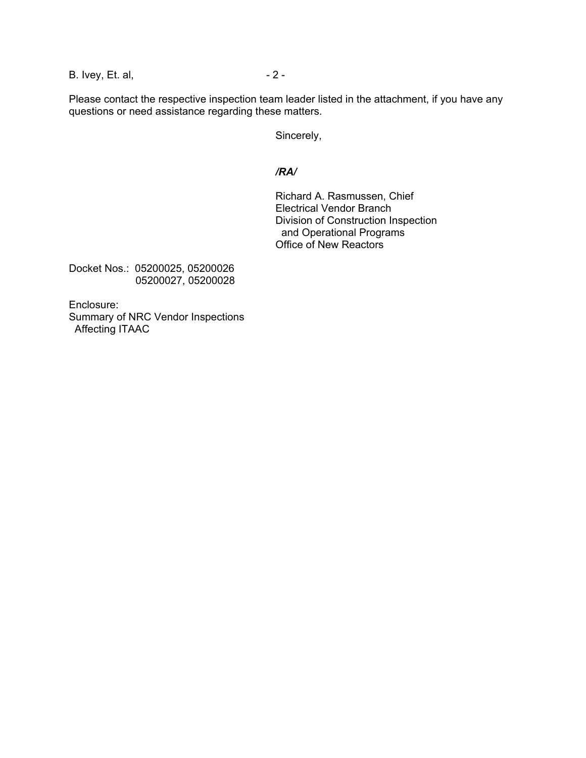Please contact the respective inspection team leader listed in the attachment, if you have any questions or need assistance regarding these matters.

Sincerely,

*/RA/*

Richard A. Rasmussen, Chief
Electrical Vendor Branch
Division of Construction Inspection
and Operational Programs
Office of New Reactors

Docket Nos.: 05200025, 05200026
05200027, 05200028

Enclosure:
Summary of NRC Vendor Inspections
Affecting ITAAC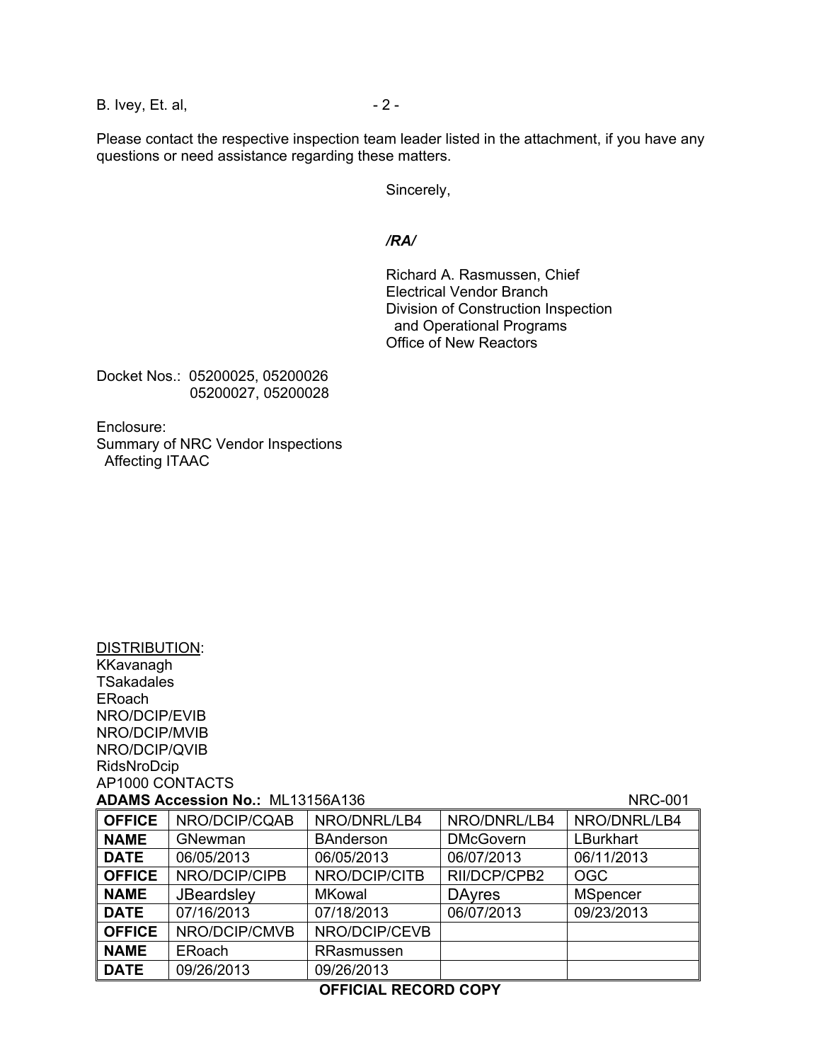B. Ivey, Et. al,

Please contact the respective inspection team leader listed in the attachment, if you have any questions or need assistance regarding these matters.

Sincerely,

***/RA/***

Richard A. Rasmussen, Chief
Electrical Vendor Branch
Division of Construction Inspection
and Operational Programs
Office of New Reactors

Docket Nos.: 05200025, 05200026
05200027, 05200028

Enclosure:
Summary of NRC Vendor Inspections
Affecting ITAAC

DISTRIBUTION:
KKavanagh
TSakadales
ERoach
NRO/DCIP/EVIB
NRO/DCIP/MVIB
NRO/DCIP/QVIB
RidsNroDcip
AP1000 CONTACTS

**ADAMS Accession No.:** ML13156A136 NRC-001

| **OFFICE** | NRO/DCIP/CQAB | NRO/DNRL/LB4 | NRO/DNRL/LB4 | NRO/DNRL/LB4 |
|---|---|---|---|---|
| **NAME** | GNewman | BAnderson | DMcGovern | LBurkhart |
| **DATE** | 06/05/2013 | 06/05/2013 | 06/07/2013 | 06/11/2013 |
| **OFFICE** | NRO/DCIP/CIPB | NRO/DCIP/CITB | RII/DCP/CPB2 | OGC |
| **NAME** | JBeardsley | MKowal | DAyres | MSpencer |
| **DATE** | 07/16/2013 | 07/18/2013 | 06/07/2013 | 09/23/2013 |
| **OFFICE** | NRO/DCIP/CMVB | NRO/DCIP/CEVB | | |
| **NAME** | ERoach | RRasmussen | | |
| **DATE** | 09/26/2013 | 09/26/2013 | | |

**OFFICIAL RECORD COPY**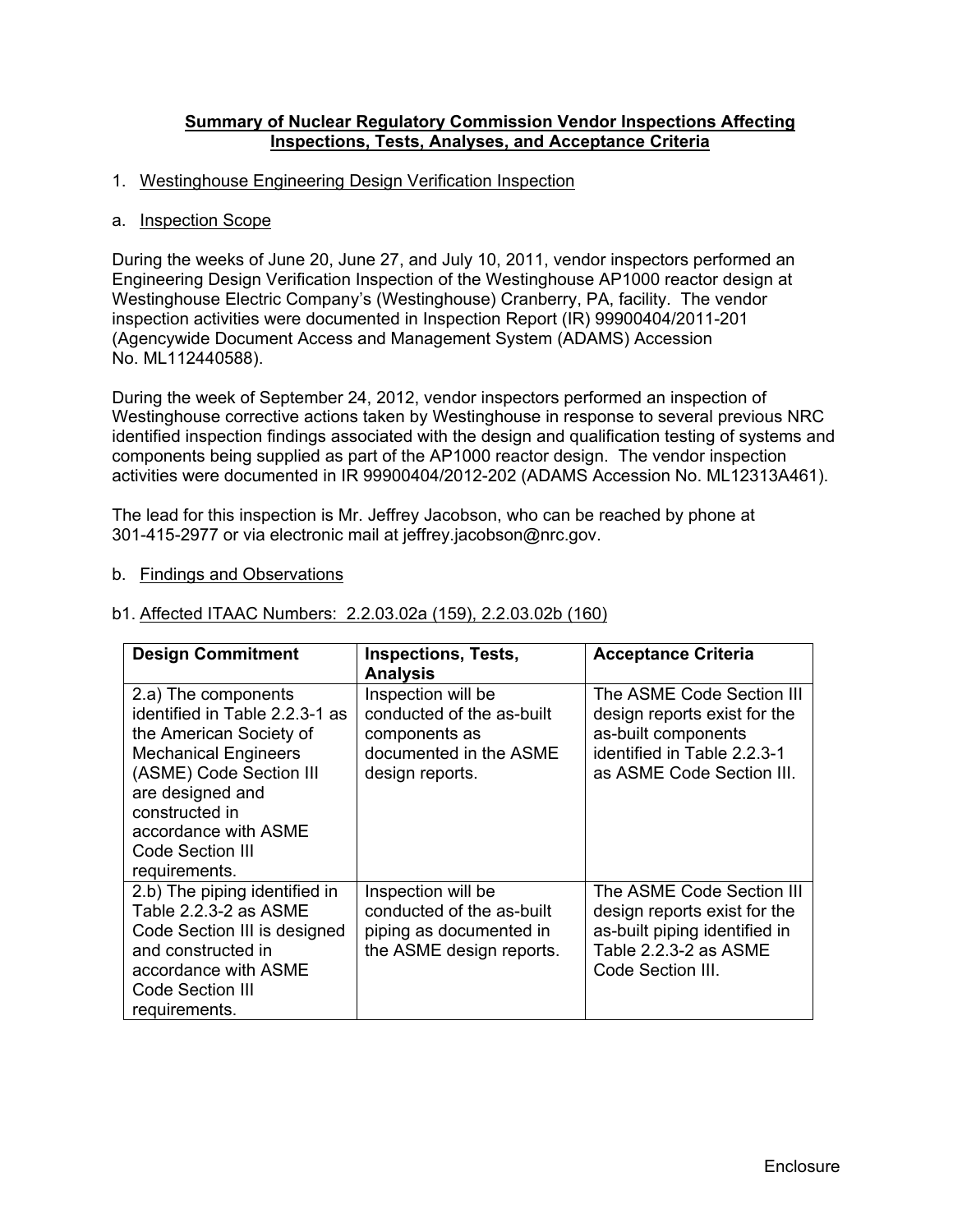## Summary of Nuclear Regulatory Commission Vendor Inspections Affecting Inspections, Tests, Analyses, and Acceptance Criteria

1. Westinghouse Engineering Design Verification Inspection

a. Inspection Scope

During the weeks of June 20, June 27, and July 10, 2011, vendor inspectors performed an Engineering Design Verification Inspection of the Westinghouse AP1000 reactor design at Westinghouse Electric Company's (Westinghouse) Cranberry, PA, facility. The vendor inspection activities were documented in Inspection Report (IR) 99900404/2011-201 (Agencywide Document Access and Management System (ADAMS) Accession No. ML112440588).

During the week of September 24, 2012, vendor inspectors performed an inspection of Westinghouse corrective actions taken by Westinghouse in response to several previous NRC identified inspection findings associated with the design and qualification testing of systems and components being supplied as part of the AP1000 reactor design. The vendor inspection activities were documented in IR 99900404/2012-202 (ADAMS Accession No. ML12313A461).

The lead for this inspection is Mr. Jeffrey Jacobson, who can be reached by phone at 301-415-2977 or via electronic mail at jeffrey.jacobson@nrc.gov.

b. Findings and Observations

b1. Affected ITAAC Numbers: 2.2.03.02a (159), 2.2.03.02b (160)

| Design Commitment | Inspections, Tests, Analysis | Acceptance Criteria |
|---|---|---|
| 2.a) The components identified in Table 2.2.3-1 as the American Society of Mechanical Engineers (ASME) Code Section III are designed and constructed in accordance with ASME Code Section III requirements. | Inspection will be conducted of the as-built components as documented in the ASME design reports. | The ASME Code Section III design reports exist for the as-built components identified in Table 2.2.3-1 as ASME Code Section III. |
| 2.b) The piping identified in Table 2.2.3-2 as ASME Code Section III is designed and constructed in accordance with ASME Code Section III requirements. | Inspection will be conducted of the as-built piping as documented in the ASME design reports. | The ASME Code Section III design reports exist for the as-built piping identified in Table 2.2.3-2 as ASME Code Section III. |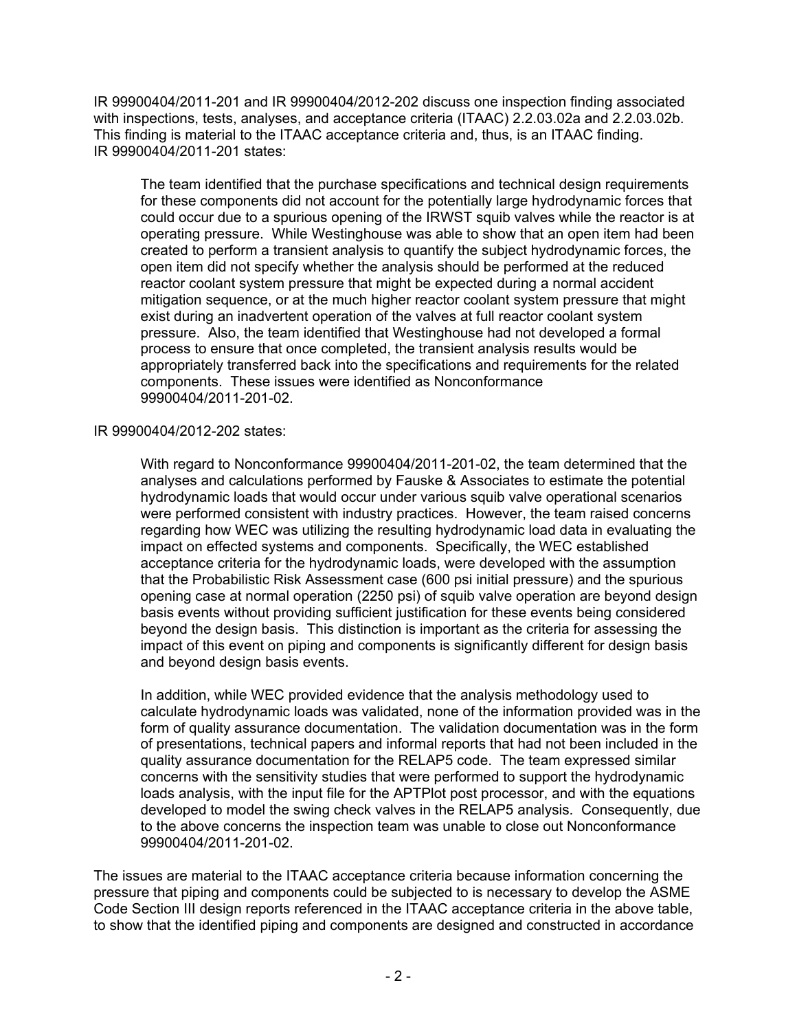IR 99900404/2011-201 and IR 99900404/2012-202 discuss one inspection finding associated with inspections, tests, analyses, and acceptance criteria (ITAAC) 2.2.03.02a and 2.2.03.02b. This finding is material to the ITAAC acceptance criteria and, thus, is an ITAAC finding. IR 99900404/2011-201 states:

> The team identified that the purchase specifications and technical design requirements for these components did not account for the potentially large hydrodynamic forces that could occur due to a spurious opening of the IRWST squib valves while the reactor is at operating pressure. While Westinghouse was able to show that an open item had been created to perform a transient analysis to quantify the subject hydrodynamic forces, the open item did not specify whether the analysis should be performed at the reduced reactor coolant system pressure that might be expected during a normal accident mitigation sequence, or at the much higher reactor coolant system pressure that might exist during an inadvertent operation of the valves at full reactor coolant system pressure. Also, the team identified that Westinghouse had not developed a formal process to ensure that once completed, the transient analysis results would be appropriately transferred back into the specifications and requirements for the related components. These issues were identified as Nonconformance 99900404/2011-201-02.

IR 99900404/2012-202 states:

> With regard to Nonconformance 99900404/2011-201-02, the team determined that the analyses and calculations performed by Fauske & Associates to estimate the potential hydrodynamic loads that would occur under various squib valve operational scenarios were performed consistent with industry practices. However, the team raised concerns regarding how WEC was utilizing the resulting hydrodynamic load data in evaluating the impact on effected systems and components. Specifically, the WEC established acceptance criteria for the hydrodynamic loads, were developed with the assumption that the Probabilistic Risk Assessment case (600 psi initial pressure) and the spurious opening case at normal operation (2250 psi) of squib valve operation are beyond design basis events without providing sufficient justification for these events being considered beyond the design basis. This distinction is important as the criteria for assessing the impact of this event on piping and components is significantly different for design basis and beyond design basis events.
>
> In addition, while WEC provided evidence that the analysis methodology used to calculate hydrodynamic loads was validated, none of the information provided was in the form of quality assurance documentation. The validation documentation was in the form of presentations, technical papers and informal reports that had not been included in the quality assurance documentation for the RELAP5 code. The team expressed similar concerns with the sensitivity studies that were performed to support the hydrodynamic loads analysis, with the input file for the APTPlot post processor, and with the equations developed to model the swing check valves in the RELAP5 analysis. Consequently, due to the above concerns the inspection team was unable to close out Nonconformance 99900404/2011-201-02.

The issues are material to the ITAAC acceptance criteria because information concerning the pressure that piping and components could be subjected to is necessary to develop the ASME Code Section III design reports referenced in the ITAAC acceptance criteria in the above table, to show that the identified piping and components are designed and constructed in accordance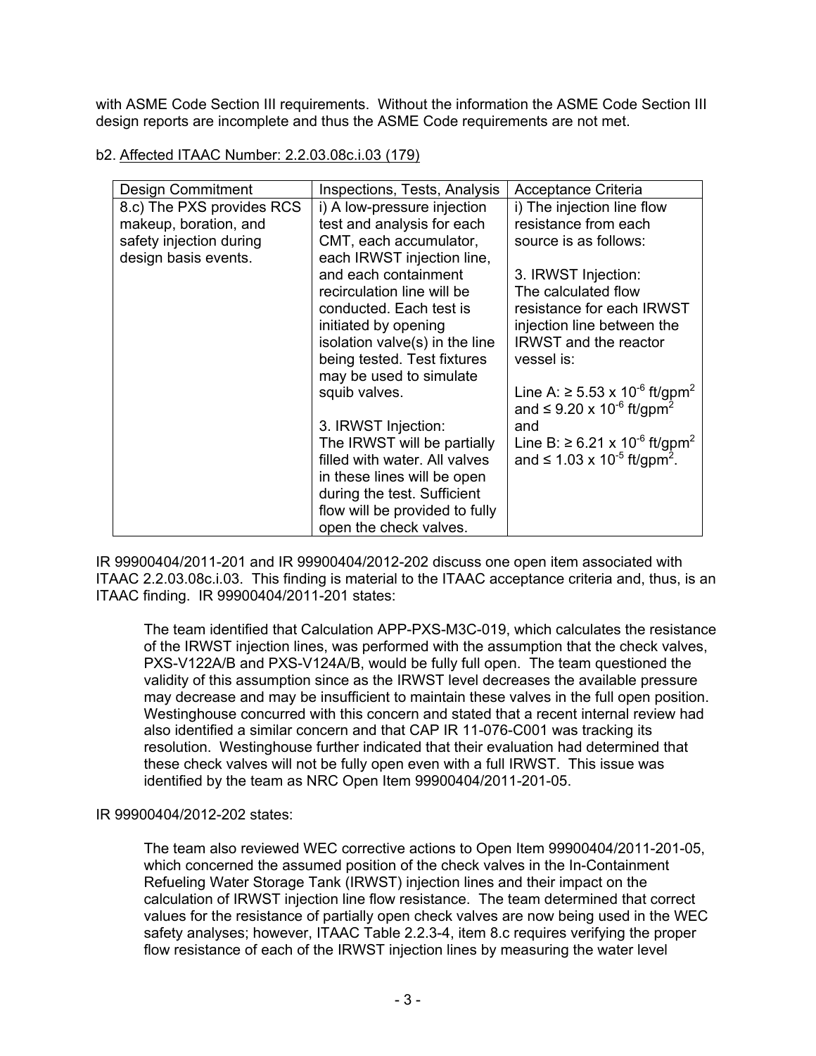with ASME Code Section III requirements. Without the information the ASME Code Section III design reports are incomplete and thus the ASME Code requirements are not met.

b2. Affected ITAAC Number: 2.2.03.08c.i.03 (179)

| Design Commitment | Inspections, Tests, Analysis | Acceptance Criteria |
|---|---|---|
| 8.c) The PXS provides RCS makeup, boration, and safety injection during design basis events. | i) A low-pressure injection test and analysis for each CMT, each accumulator, each IRWST injection line, and each containment recirculation line will be conducted. Each test is initiated by opening isolation valve(s) in the line being tested. Test fixtures may be used to simulate squib valves.<br><br>3. IRWST Injection:<br>The IRWST will be partially filled with water. All valves in these lines will be open during the test. Sufficient flow will be provided to fully open the check valves. | i) The injection line flow resistance from each source is as follows:<br><br>3. IRWST Injection:<br>The calculated flow resistance for each IRWST injection line between the IRWST and the reactor vessel is:<br><br>Line A: ≥ 5.53 x $10^{-6}$ ft/gpm$^2$ and ≤ 9.20 x $10^{-6}$ ft/gpm$^2$ and<br>Line B: ≥ 6.21 x $10^{-6}$ ft/gpm$^2$ and ≤ 1.03 x $10^{-5}$ ft/gpm$^2$. |

IR 99900404/2011-201 and IR 99900404/2012-202 discuss one open item associated with ITAAC 2.2.03.08c.i.03. This finding is material to the ITAAC acceptance criteria and, thus, is an ITAAC finding. IR 99900404/2011-201 states:

> The team identified that Calculation APP-PXS-M3C-019, which calculates the resistance of the IRWST injection lines, was performed with the assumption that the check valves, PXS-V122A/B and PXS-V124A/B, would be fully full open. The team questioned the validity of this assumption since as the IRWST level decreases the available pressure may decrease and may be insufficient to maintain these valves in the full open position. Westinghouse concurred with this concern and stated that a recent internal review had also identified a similar concern and that CAP IR 11-076-C001 was tracking its resolution. Westinghouse further indicated that their evaluation had determined that these check valves will not be fully open even with a full IRWST. This issue was identified by the team as NRC Open Item 99900404/2011-201-05.

IR 99900404/2012-202 states:

> The team also reviewed WEC corrective actions to Open Item 99900404/2011-201-05, which concerned the assumed position of the check valves in the In-Containment Refueling Water Storage Tank (IRWST) injection lines and their impact on the calculation of IRWST injection line flow resistance. The team determined that correct values for the resistance of partially open check valves are now being used in the WEC safety analyses; however, ITAAC Table 2.2.3-4, item 8.c requires verifying the proper flow resistance of each of the IRWST injection lines by measuring the water level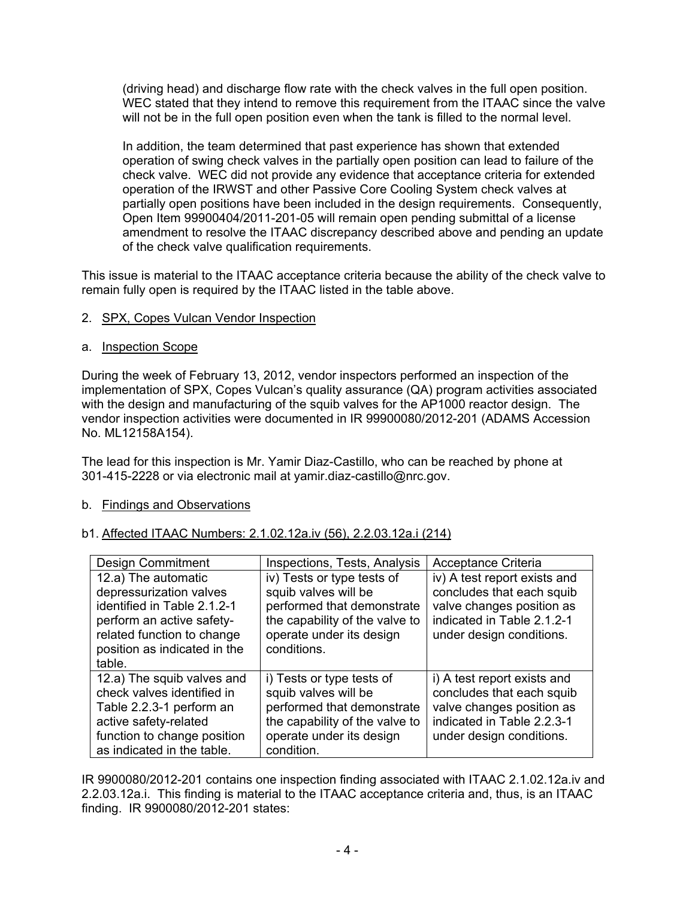(driving head) and discharge flow rate with the check valves in the full open position. WEC stated that they intend to remove this requirement from the ITAAC since the valve will not be in the full open position even when the tank is filled to the normal level.

In addition, the team determined that past experience has shown that extended operation of swing check valves in the partially open position can lead to failure of the check valve. WEC did not provide any evidence that acceptance criteria for extended operation of the IRWST and other Passive Core Cooling System check valves at partially open positions have been included in the design requirements. Consequently, Open Item 99900404/2011-201-05 will remain open pending submittal of a license amendment to resolve the ITAAC discrepancy described above and pending an update of the check valve qualification requirements.

This issue is material to the ITAAC acceptance criteria because the ability of the check valve to remain fully open is required by the ITAAC listed in the table above.

2. <u>SPX, Copes Vulcan Vendor Inspection</u>

a. <u>Inspection Scope</u>

During the week of February 13, 2012, vendor inspectors performed an inspection of the implementation of SPX, Copes Vulcan's quality assurance (QA) program activities associated with the design and manufacturing of the squib valves for the AP1000 reactor design. The vendor inspection activities were documented in IR 99900080/2012-201 (ADAMS Accession No. ML12158A154).

The lead for this inspection is Mr. Yamir Diaz-Castillo, who can be reached by phone at 301-415-2228 or via electronic mail at yamir.diaz-castillo@nrc.gov.

b. <u>Findings and Observations</u>

b1. <u>Affected ITAAC Numbers: 2.1.02.12a.iv (56), 2.2.03.12a.i (214)</u>

| Design Commitment | Inspections, Tests, Analysis | Acceptance Criteria |
|---|---|---|
| 12.a) The automatic depressurization valves identified in Table 2.1.2-1 perform an active safety-related function to change position as indicated in the table. | iv) Tests or type tests of squib valves will be performed that demonstrate the capability of the valve to operate under its design conditions. | iv) A test report exists and concludes that each squib valve changes position as indicated in Table 2.1.2-1 under design conditions. |
| 12.a) The squib valves and check valves identified in Table 2.2.3-1 perform an active safety-related function to change position as indicated in the table. | i) Tests or type tests of squib valves will be performed that demonstrate the capability of the valve to operate under its design condition. | i) A test report exists and concludes that each squib valve changes position as indicated in Table 2.2.3-1 under design conditions. |

IR 9900080/2012-201 contains one inspection finding associated with ITAAC 2.1.02.12a.iv and 2.2.03.12a.i. This finding is material to the ITAAC acceptance criteria and, thus, is an ITAAC finding. IR 9900080/2012-201 states: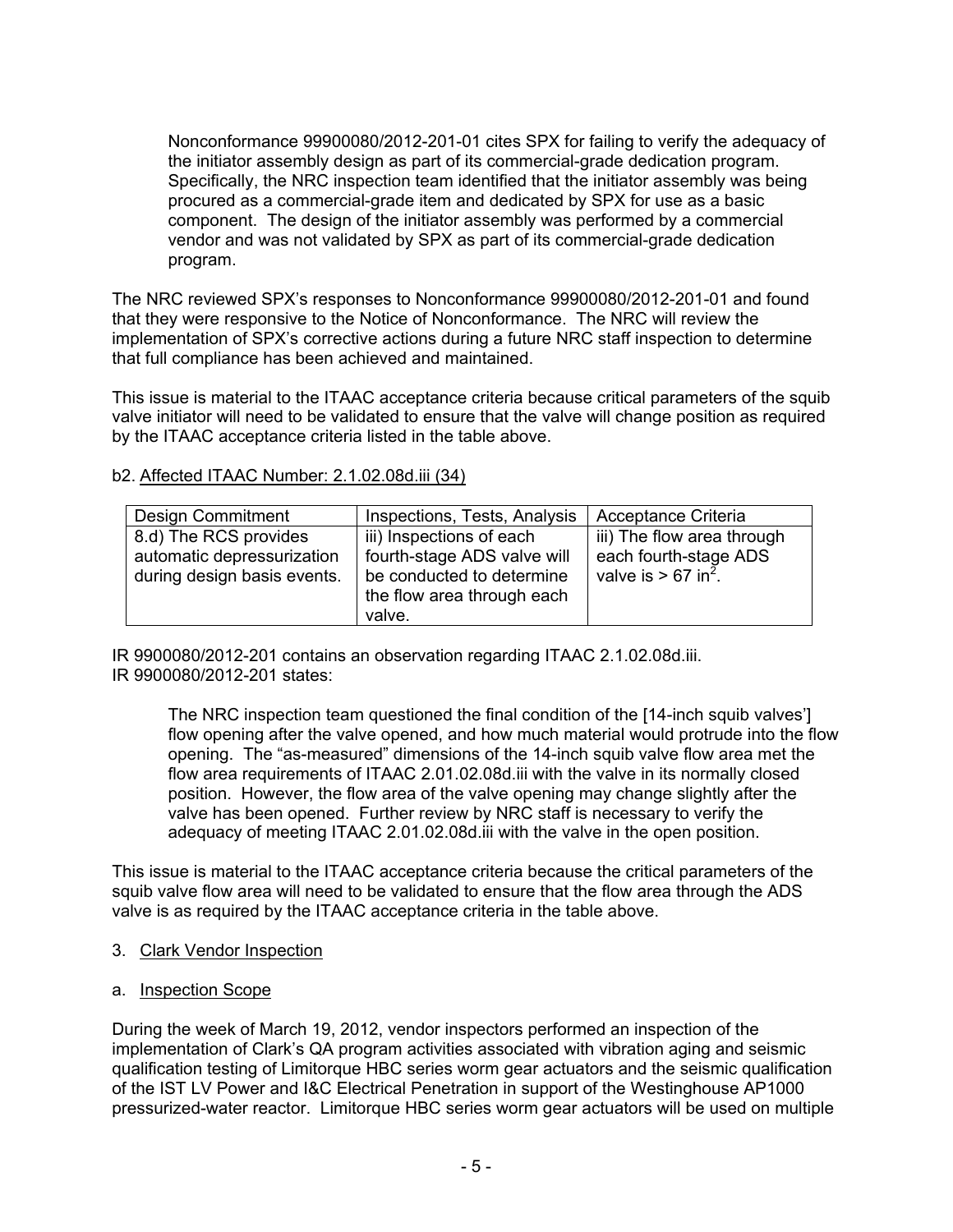> Nonconformance 99900080/2012-201-01 cites SPX for failing to verify the adequacy of the initiator assembly design as part of its commercial-grade dedication program. Specifically, the NRC inspection team identified that the initiator assembly was being procured as a commercial-grade item and dedicated by SPX for use as a basic component. The design of the initiator assembly was performed by a commercial vendor and was not validated by SPX as part of its commercial-grade dedication program.

The NRC reviewed SPX's responses to Nonconformance 99900080/2012-201-01 and found that they were responsive to the Notice of Nonconformance. The NRC will review the implementation of SPX's corrective actions during a future NRC staff inspection to determine that full compliance has been achieved and maintained.

This issue is material to the ITAAC acceptance criteria because critical parameters of the squib valve initiator will need to be validated to ensure that the valve will change position as required by the ITAAC acceptance criteria listed in the table above.

b2. Affected ITAAC Number: 2.1.02.08d.iii (34)

| Design Commitment | Inspections, Tests, Analysis | Acceptance Criteria |
| --- | --- | --- |
| 8.d) The RCS provides automatic depressurization during design basis events. | iii) Inspections of each fourth-stage ADS valve will be conducted to determine the flow area through each valve. | iii) The flow area through each fourth-stage ADS valve is > 67 in$^2$. |

IR 9900080/2012-201 contains an observation regarding ITAAC 2.1.02.08d.iii. IR 9900080/2012-201 states:

> The NRC inspection team questioned the final condition of the [14-inch squib valves'] flow opening after the valve opened, and how much material would protrude into the flow opening. The "as-measured" dimensions of the 14-inch squib valve flow area met the flow area requirements of ITAAC 2.01.02.08d.iii with the valve in its normally closed position. However, the flow area of the valve opening may change slightly after the valve has been opened. Further review by NRC staff is necessary to verify the adequacy of meeting ITAAC 2.01.02.08d.iii with the valve in the open position.

This issue is material to the ITAAC acceptance criteria because the critical parameters of the squib valve flow area will need to be validated to ensure that the flow area through the ADS valve is as required by the ITAAC acceptance criteria in the table above.

3. Clark Vendor Inspection

a. Inspection Scope

During the week of March 19, 2012, vendor inspectors performed an inspection of the implementation of Clark's QA program activities associated with vibration aging and seismic qualification testing of Limitorque HBC series worm gear actuators and the seismic qualification of the IST LV Power and I&C Electrical Penetration in support of the Westinghouse AP1000 pressurized-water reactor. Limitorque HBC series worm gear actuators will be used on multiple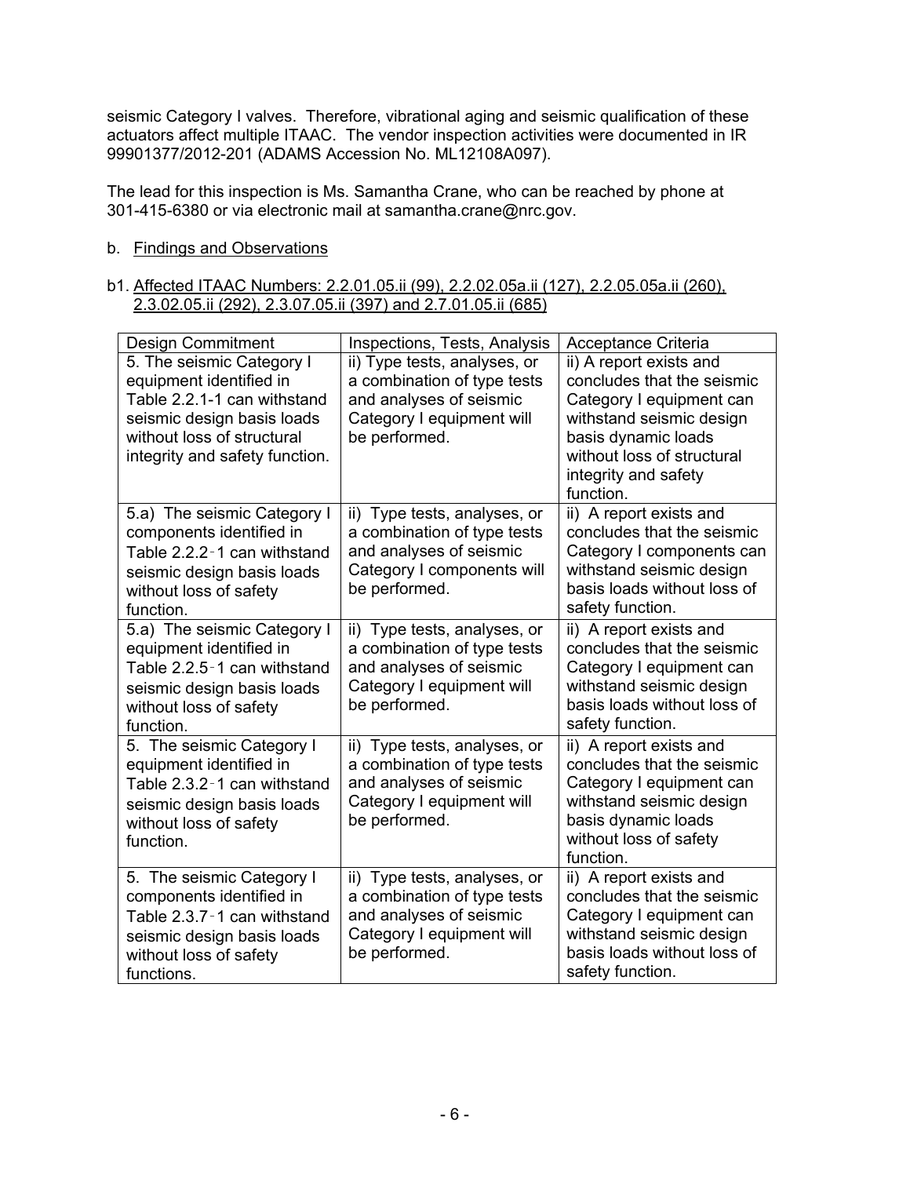seismic Category I valves. Therefore, vibrational aging and seismic qualification of these actuators affect multiple ITAAC. The vendor inspection activities were documented in IR 99901377/2012-201 (ADAMS Accession No. ML12108A097).

The lead for this inspection is Ms. Samantha Crane, who can be reached by phone at 301-415-6380 or via electronic mail at samantha.crane@nrc.gov.

b. Findings and Observations

b1. Affected ITAAC Numbers: 2.2.01.05.ii (99), 2.2.02.05a.ii (127), 2.2.05.05a.ii (260), 2.3.02.05.ii (292), 2.3.07.05.ii (397) and 2.7.01.05.ii (685)

| Design Commitment | Inspections, Tests, Analysis | Acceptance Criteria |
|---|---|---|
| 5. The seismic Category I equipment identified in Table 2.2.1-1 can withstand seismic design basis loads without loss of structural integrity and safety function. | ii) Type tests, analyses, or a combination of type tests and analyses of seismic Category I equipment will be performed. | ii) A report exists and concludes that the seismic Category I equipment can withstand seismic design basis dynamic loads without loss of structural integrity and safety function. |
| 5.a) The seismic Category I components identified in Table 2.2.2-1 can withstand seismic design basis loads without loss of safety function. | ii) Type tests, analyses, or a combination of type tests and analyses of seismic Category I components will be performed. | ii) A report exists and concludes that the seismic Category I components can withstand seismic design basis loads without loss of safety function. |
| 5.a) The seismic Category I equipment identified in Table 2.2.5-1 can withstand seismic design basis loads without loss of safety function. | ii) Type tests, analyses, or a combination of type tests and analyses of seismic Category I equipment will be performed. | ii) A report exists and concludes that the seismic Category I equipment can withstand seismic design basis loads without loss of safety function. |
| 5. The seismic Category I equipment identified in Table 2.3.2-1 can withstand seismic design basis loads without loss of safety function. | ii) Type tests, analyses, or a combination of type tests and analyses of seismic Category I equipment will be performed. | ii) A report exists and concludes that the seismic Category I equipment can withstand seismic design basis dynamic loads without loss of safety function. |
| 5. The seismic Category I components identified in Table 2.3.7-1 can withstand seismic design basis loads without loss of safety functions. | ii) Type tests, analyses, or a combination of type tests and analyses of seismic Category I equipment will be performed. | ii) A report exists and concludes that the seismic Category I equipment can withstand seismic design basis loads without loss of safety function. |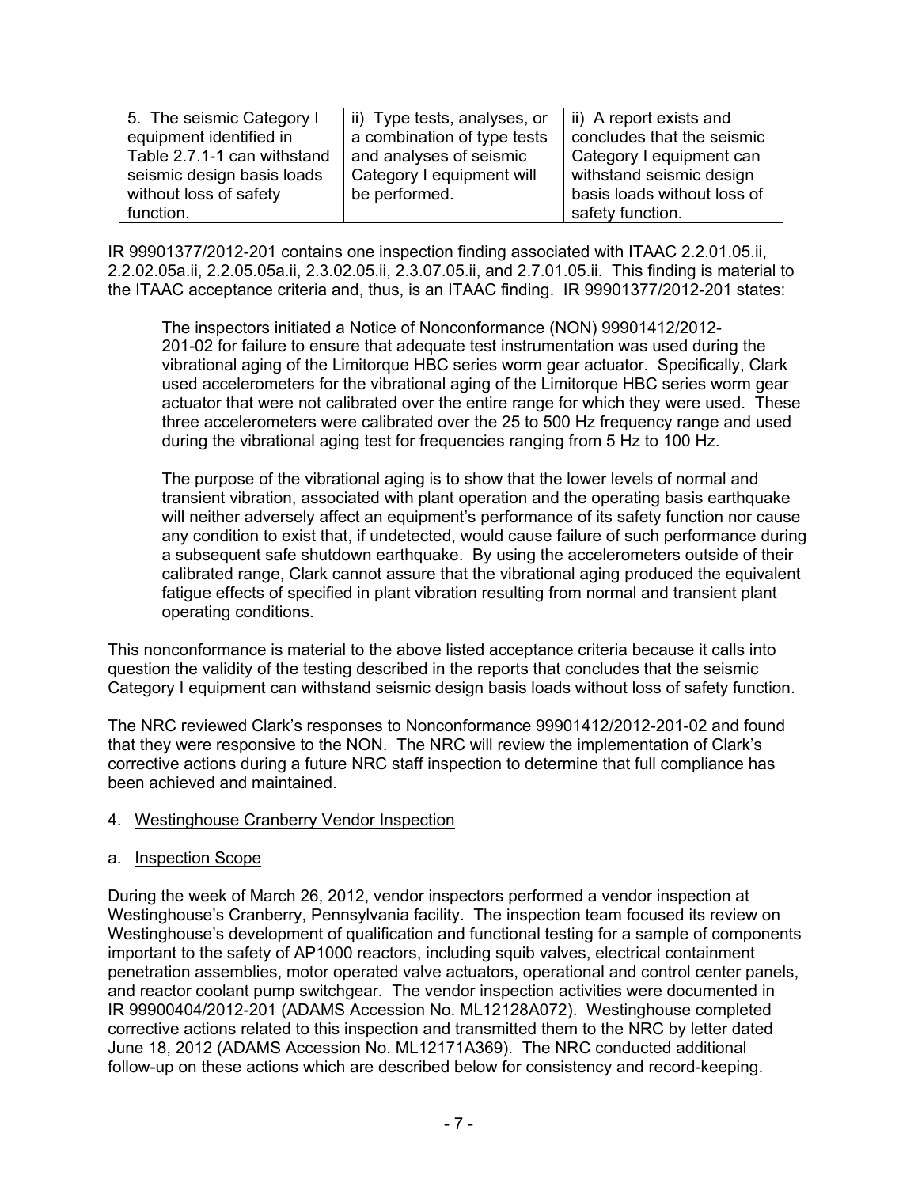| 5. The seismic Category I equipment identified in Table 2.7.1-1 can withstand seismic design basis loads without loss of safety function. | ii) Type tests, analyses, or a combination of type tests and analyses of seismic Category I equipment will be performed. | ii) A report exists and concludes that the seismic Category I equipment can withstand seismic design basis loads without loss of safety function. |
|---|---|---|

IR 99901377/2012-201 contains one inspection finding associated with ITAAC 2.2.01.05.ii, 2.2.02.05a.ii, 2.2.05.05a.ii, 2.3.02.05.ii, 2.3.07.05.ii, and 2.7.01.05.ii. This finding is material to the ITAAC acceptance criteria and, thus, is an ITAAC finding. IR 99901377/2012-201 states:

> The inspectors initiated a Notice of Nonconformance (NON) 99901412/2012-201-02 for failure to ensure that adequate test instrumentation was used during the vibrational aging of the Limitorque HBC series worm gear actuator. Specifically, Clark used accelerometers for the vibrational aging of the Limitorque HBC series worm gear actuator that were not calibrated over the entire range for which they were used. These three accelerometers were calibrated over the 25 to 500 Hz frequency range and used during the vibrational aging test for frequencies ranging from 5 Hz to 100 Hz.
>
> The purpose of the vibrational aging is to show that the lower levels of normal and transient vibration, associated with plant operation and the operating basis earthquake will neither adversely affect an equipment's performance of its safety function nor cause any condition to exist that, if undetected, would cause failure of such performance during a subsequent safe shutdown earthquake. By using the accelerometers outside of their calibrated range, Clark cannot assure that the vibrational aging produced the equivalent fatigue effects of specified in plant vibration resulting from normal and transient plant operating conditions.

This nonconformance is material to the above listed acceptance criteria because it calls into question the validity of the testing described in the reports that concludes that the seismic Category I equipment can withstand seismic design basis loads without loss of safety function.

The NRC reviewed Clark's responses to Nonconformance 99901412/2012-201-02 and found that they were responsive to the NON. The NRC will review the implementation of Clark's corrective actions during a future NRC staff inspection to determine that full compliance has been achieved and maintained.

4. Westinghouse Cranberry Vendor Inspection

a. Inspection Scope

During the week of March 26, 2012, vendor inspectors performed a vendor inspection at Westinghouse's Cranberry, Pennsylvania facility. The inspection team focused its review on Westinghouse's development of qualification and functional testing for a sample of components important to the safety of AP1000 reactors, including squib valves, electrical containment penetration assemblies, motor operated valve actuators, operational and control center panels, and reactor coolant pump switchgear. The vendor inspection activities were documented in IR 99900404/2012-201 (ADAMS Accession No. ML12128A072). Westinghouse completed corrective actions related to this inspection and transmitted them to the NRC by letter dated June 18, 2012 (ADAMS Accession No. ML12171A369). The NRC conducted additional follow-up on these actions which are described below for consistency and record-keeping.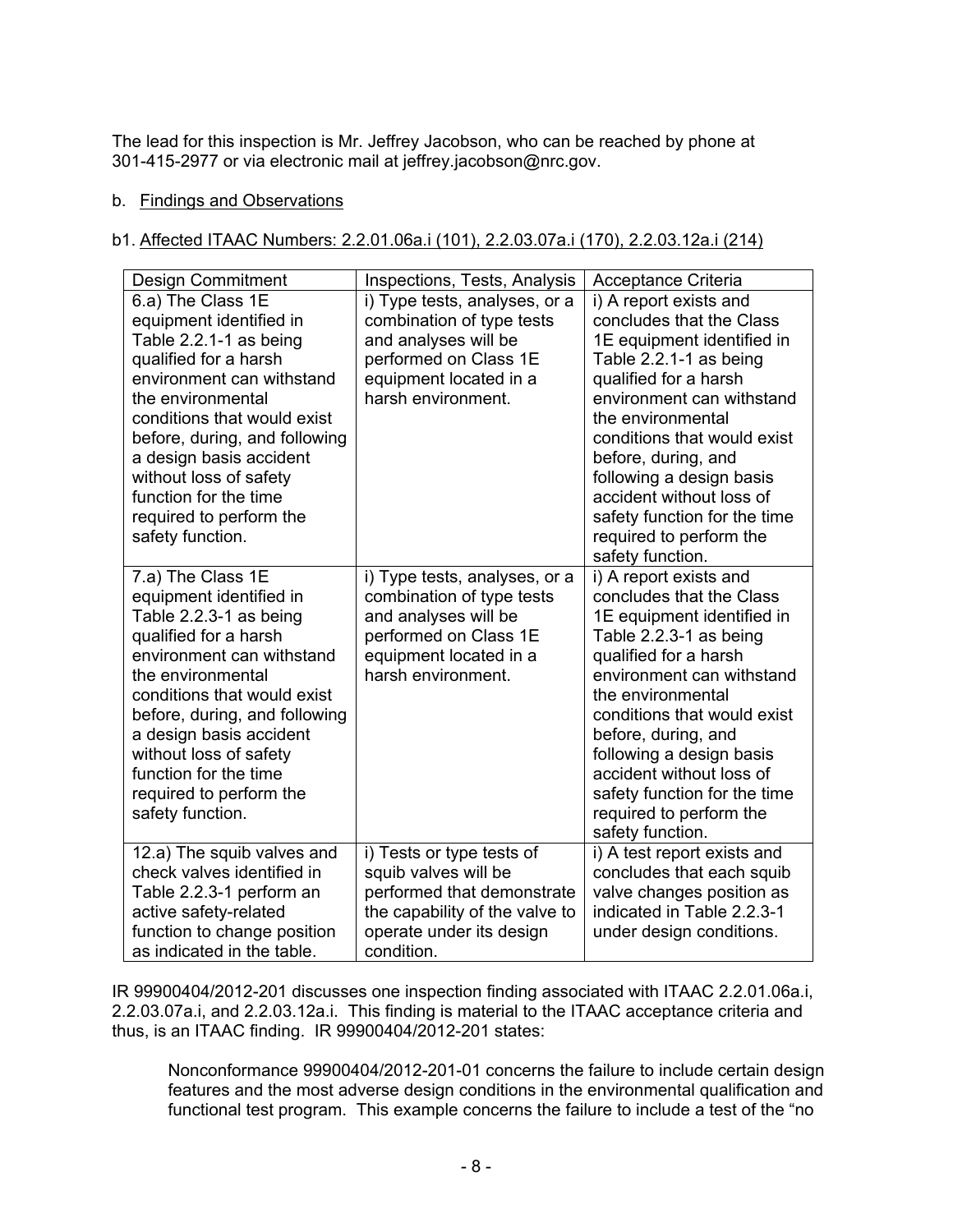The lead for this inspection is Mr. Jeffrey Jacobson, who can be reached by phone at 301-415-2977 or via electronic mail at jeffrey.jacobson@nrc.gov.

b. Findings and Observations

b1. Affected ITAAC Numbers: 2.2.01.06a.i (101), 2.2.03.07a.i (170), 2.2.03.12a.i (214)

| Design Commitment | Inspections, Tests, Analysis | Acceptance Criteria |
|---|---|---|
| 6.a) The Class 1E equipment identified in Table 2.2.1-1 as being qualified for a harsh environment can withstand the environmental conditions that would exist before, during, and following a design basis accident without loss of safety function for the time required to perform the safety function. | i) Type tests, analyses, or a combination of type tests and analyses will be performed on Class 1E equipment located in a harsh environment. | i) A report exists and concludes that the Class 1E equipment identified in Table 2.2.1-1 as being qualified for a harsh environment can withstand the environmental conditions that would exist before, during, and following a design basis accident without loss of safety function for the time required to perform the safety function. |
| 7.a) The Class 1E equipment identified in Table 2.2.3-1 as being qualified for a harsh environment can withstand the environmental conditions that would exist before, during, and following a design basis accident without loss of safety function for the time required to perform the safety function. | i) Type tests, analyses, or a combination of type tests and analyses will be performed on Class 1E equipment located in a harsh environment. | i) A report exists and concludes that the Class 1E equipment identified in Table 2.2.3-1 as being qualified for a harsh environment can withstand the environmental conditions that would exist before, during, and following a design basis accident without loss of safety function for the time required to perform the safety function. |
| 12.a) The squib valves and check valves identified in Table 2.2.3-1 perform an active safety-related function to change position as indicated in the table. | i) Tests or type tests of squib valves will be performed that demonstrate the capability of the valve to operate under its design condition. | i) A test report exists and concludes that each squib valve changes position as indicated in Table 2.2.3-1 under design conditions. |

IR 99900404/2012-201 discusses one inspection finding associated with ITAAC 2.2.01.06a.i, 2.2.03.07a.i, and 2.2.03.12a.i. This finding is material to the ITAAC acceptance criteria and thus, is an ITAAC finding. IR 99900404/2012-201 states:

> Nonconformance 99900404/2012-201-01 concerns the failure to include certain design features and the most adverse design conditions in the environmental qualification and functional test program. This example concerns the failure to include a test of the "no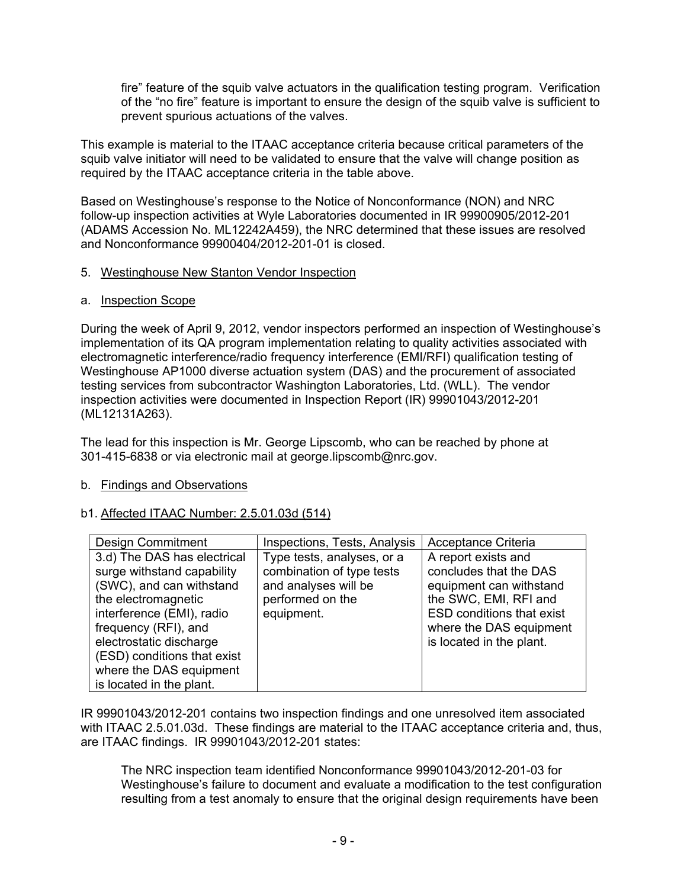fire" feature of the squib valve actuators in the qualification testing program. Verification of the "no fire" feature is important to ensure the design of the squib valve is sufficient to prevent spurious actuations of the valves.

This example is material to the ITAAC acceptance criteria because critical parameters of the squib valve initiator will need to be validated to ensure that the valve will change position as required by the ITAAC acceptance criteria in the table above.

Based on Westinghouse's response to the Notice of Nonconformance (NON) and NRC follow-up inspection activities at Wyle Laboratories documented in IR 99900905/2012-201 (ADAMS Accession No. ML12242A459), the NRC determined that these issues are resolved and Nonconformance 99900404/2012-201-01 is closed.

5. Westinghouse New Stanton Vendor Inspection

a. Inspection Scope

During the week of April 9, 2012, vendor inspectors performed an inspection of Westinghouse's implementation of its QA program implementation relating to quality activities associated with electromagnetic interference/radio frequency interference (EMI/RFI) qualification testing of Westinghouse AP1000 diverse actuation system (DAS) and the procurement of associated testing services from subcontractor Washington Laboratories, Ltd. (WLL). The vendor inspection activities were documented in Inspection Report (IR) 99901043/2012-201 (ML12131A263).

The lead for this inspection is Mr. George Lipscomb, who can be reached by phone at 301-415-6838 or via electronic mail at george.lipscomb@nrc.gov.

b. Findings and Observations

b1. Affected ITAAC Number: 2.5.01.03d (514)

| Design Commitment | Inspections, Tests, Analysis | Acceptance Criteria |
|---|---|---|
| 3.d) The DAS has electrical surge withstand capability (SWC), and can withstand the electromagnetic interference (EMI), radio frequency (RFI), and electrostatic discharge (ESD) conditions that exist where the DAS equipment is located in the plant. | Type tests, analyses, or a combination of type tests and analyses will be performed on the equipment. | A report exists and concludes that the DAS equipment can withstand the SWC, EMI, RFI and ESD conditions that exist where the DAS equipment is located in the plant. |

IR 99901043/2012-201 contains two inspection findings and one unresolved item associated with ITAAC 2.5.01.03d. These findings are material to the ITAAC acceptance criteria and, thus, are ITAAC findings. IR 99901043/2012-201 states:

> The NRC inspection team identified Nonconformance 99901043/2012-201-03 for Westinghouse's failure to document and evaluate a modification to the test configuration resulting from a test anomaly to ensure that the original design requirements have been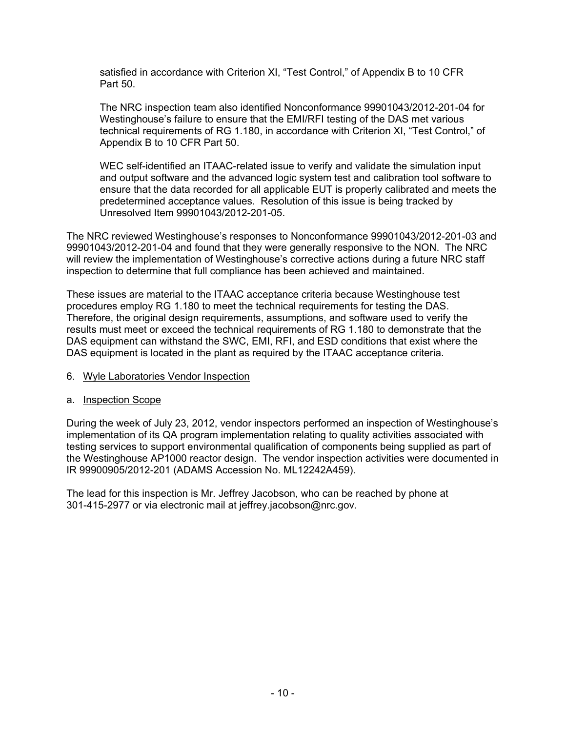satisfied in accordance with Criterion XI, "Test Control," of Appendix B to 10 CFR Part 50.

The NRC inspection team also identified Nonconformance 99901043/2012-201-04 for Westinghouse's failure to ensure that the EMI/RFI testing of the DAS met various technical requirements of RG 1.180, in accordance with Criterion XI, "Test Control," of Appendix B to 10 CFR Part 50.

WEC self-identified an ITAAC-related issue to verify and validate the simulation input and output software and the advanced logic system test and calibration tool software to ensure that the data recorded for all applicable EUT is properly calibrated and meets the predetermined acceptance values. Resolution of this issue is being tracked by Unresolved Item 99901043/2012-201-05.

The NRC reviewed Westinghouse's responses to Nonconformance 99901043/2012-201-03 and 99901043/2012-201-04 and found that they were generally responsive to the NON. The NRC will review the implementation of Westinghouse's corrective actions during a future NRC staff inspection to determine that full compliance has been achieved and maintained.

These issues are material to the ITAAC acceptance criteria because Westinghouse test procedures employ RG 1.180 to meet the technical requirements for testing the DAS. Therefore, the original design requirements, assumptions, and software used to verify the results must meet or exceed the technical requirements of RG 1.180 to demonstrate that the DAS equipment can withstand the SWC, EMI, RFI, and ESD conditions that exist where the DAS equipment is located in the plant as required by the ITAAC acceptance criteria.

6. Wyle Laboratories Vendor Inspection

a. Inspection Scope

During the week of July 23, 2012, vendor inspectors performed an inspection of Westinghouse's implementation of its QA program implementation relating to quality activities associated with testing services to support environmental qualification of components being supplied as part of the Westinghouse AP1000 reactor design. The vendor inspection activities were documented in IR 99900905/2012-201 (ADAMS Accession No. ML12242A459).

The lead for this inspection is Mr. Jeffrey Jacobson, who can be reached by phone at 301-415-2977 or via electronic mail at jeffrey.jacobson@nrc.gov.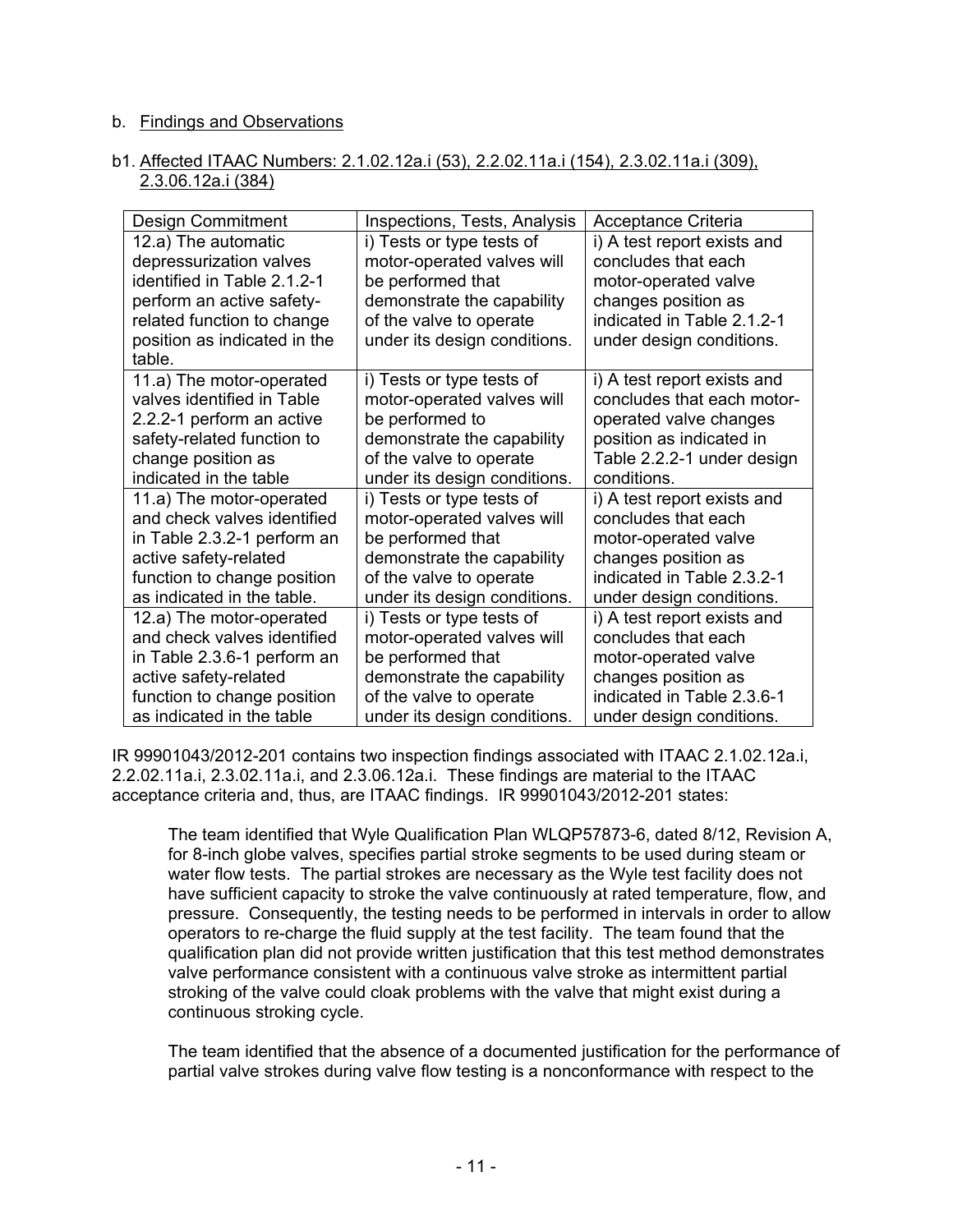b. <u>Findings and Observations</u>

b1. <u>Affected ITAAC Numbers: 2.1.02.12a.i (53), 2.2.02.11a.i (154), 2.3.02.11a.i (309), 2.3.06.12a.i (384)</u>

| Design Commitment | Inspections, Tests, Analysis | Acceptance Criteria |
|---|---|---|
| 12.a) The automatic depressurization valves identified in Table 2.1.2-1 perform an active safety-related function to change position as indicated in the table. | i) Tests or type tests of motor-operated valves will be performed that demonstrate the capability of the valve to operate under its design conditions. | i) A test report exists and concludes that each motor-operated valve changes position as indicated in Table 2.1.2-1 under design conditions. |
| 11.a) The motor-operated valves identified in Table 2.2.2-1 perform an active safety-related function to change position as indicated in the table | i) Tests or type tests of motor-operated valves will be performed to demonstrate the capability of the valve to operate under its design conditions. | i) A test report exists and concludes that each motor-operated valve changes position as indicated in Table 2.2.2-1 under design conditions. |
| 11.a) The motor-operated and check valves identified in Table 2.3.2-1 perform an active safety-related function to change position as indicated in the table. | i) Tests or type tests of motor-operated valves will be performed that demonstrate the capability of the valve to operate under its design conditions. | i) A test report exists and concludes that each motor-operated valve changes position as indicated in Table 2.3.2-1 under design conditions. |
| 12.a) The motor-operated and check valves identified in Table 2.3.6-1 perform an active safety-related function to change position as indicated in the table | i) Tests or type tests of motor-operated valves will be performed that demonstrate the capability of the valve to operate under its design conditions. | i) A test report exists and concludes that each motor-operated valve changes position as indicated in Table 2.3.6-1 under design conditions. |

IR 99901043/2012-201 contains two inspection findings associated with ITAAC 2.1.02.12a.i, 2.2.02.11a.i, 2.3.02.11a.i, and 2.3.06.12a.i. These findings are material to the ITAAC acceptance criteria and, thus, are ITAAC findings. IR 99901043/2012-201 states:

> The team identified that Wyle Qualification Plan WLQP57873-6, dated 8/12, Revision A, for 8-inch globe valves, specifies partial stroke segments to be used during steam or water flow tests. The partial strokes are necessary as the Wyle test facility does not have sufficient capacity to stroke the valve continuously at rated temperature, flow, and pressure. Consequently, the testing needs to be performed in intervals in order to allow operators to re-charge the fluid supply at the test facility. The team found that the qualification plan did not provide written justification that this test method demonstrates valve performance consistent with a continuous valve stroke as intermittent partial stroking of the valve could cloak problems with the valve that might exist during a continuous stroking cycle.
>
> The team identified that the absence of a documented justification for the performance of partial valve strokes during valve flow testing is a nonconformance with respect to the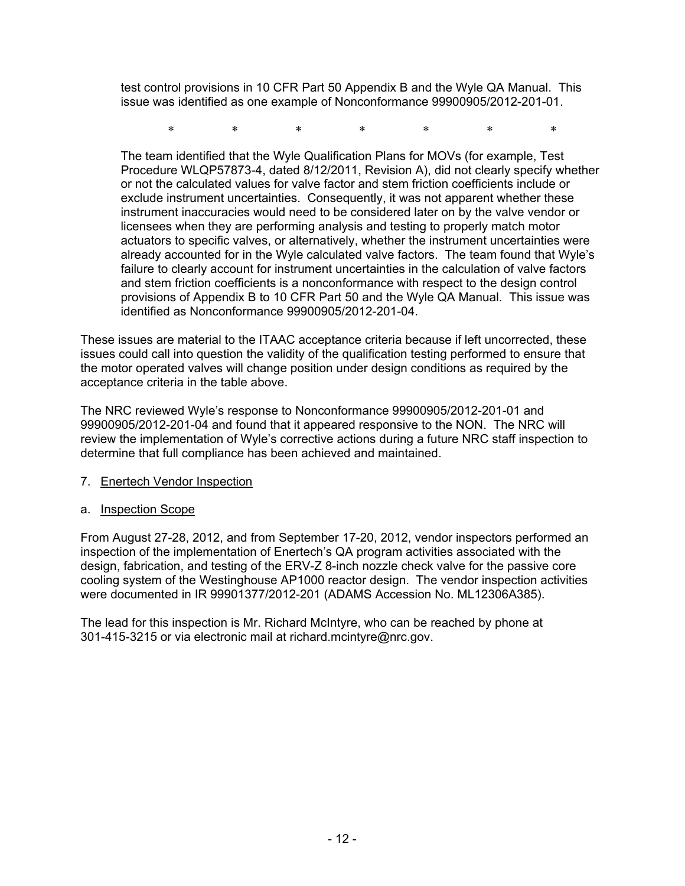test control provisions in 10 CFR Part 50 Appendix B and the Wyle QA Manual. This issue was identified as one example of Nonconformance 99900905/2012-201-01.

\* \* \* \* \* \* \*

The team identified that the Wyle Qualification Plans for MOVs (for example, Test Procedure WLQP57873-4, dated 8/12/2011, Revision A), did not clearly specify whether or not the calculated values for valve factor and stem friction coefficients include or exclude instrument uncertainties. Consequently, it was not apparent whether these instrument inaccuracies would need to be considered later on by the valve vendor or licensees when they are performing analysis and testing to properly match motor actuators to specific valves, or alternatively, whether the instrument uncertainties were already accounted for in the Wyle calculated valve factors. The team found that Wyle's failure to clearly account for instrument uncertainties in the calculation of valve factors and stem friction coefficients is a nonconformance with respect to the design control provisions of Appendix B to 10 CFR Part 50 and the Wyle QA Manual. This issue was identified as Nonconformance 99900905/2012-201-04.

These issues are material to the ITAAC acceptance criteria because if left uncorrected, these issues could call into question the validity of the qualification testing performed to ensure that the motor operated valves will change position under design conditions as required by the acceptance criteria in the table above.

The NRC reviewed Wyle's response to Nonconformance 99900905/2012-201-01 and 99900905/2012-201-04 and found that it appeared responsive to the NON. The NRC will review the implementation of Wyle's corrective actions during a future NRC staff inspection to determine that full compliance has been achieved and maintained.

7. Enertech Vendor Inspection

a. Inspection Scope

From August 27-28, 2012, and from September 17-20, 2012, vendor inspectors performed an inspection of the implementation of Enertech's QA program activities associated with the design, fabrication, and testing of the ERV-Z 8-inch nozzle check valve for the passive core cooling system of the Westinghouse AP1000 reactor design. The vendor inspection activities were documented in IR 99901377/2012-201 (ADAMS Accession No. ML12306A385).

The lead for this inspection is Mr. Richard McIntyre, who can be reached by phone at 301-415-3215 or via electronic mail at richard.mcintyre@nrc.gov.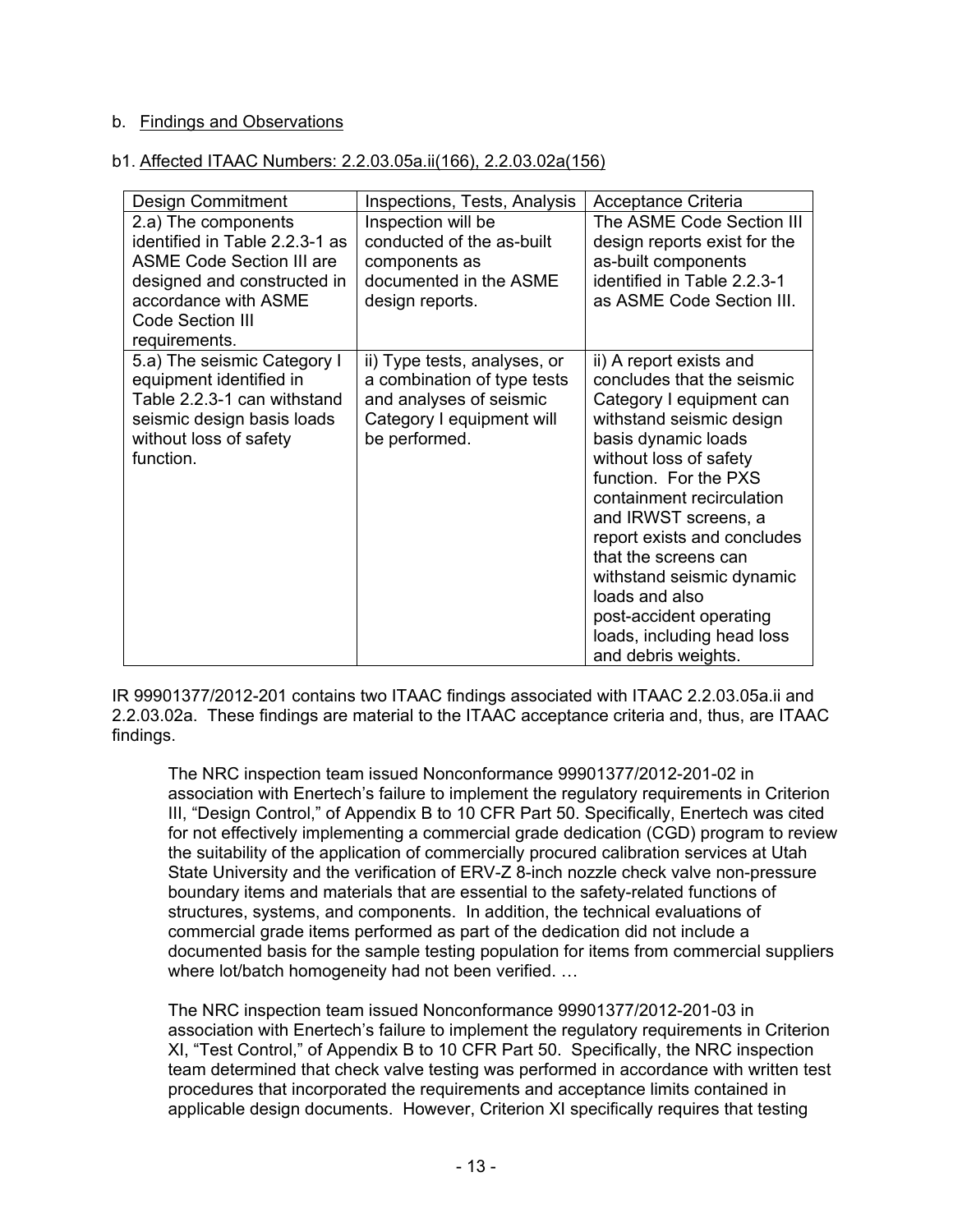b. Findings and Observations

b1. Affected ITAAC Numbers: 2.2.03.05a.ii(166), 2.2.03.02a(156)

| Design Commitment | Inspections, Tests, Analysis | Acceptance Criteria |
|---|---|---|
| 2.a) The components identified in Table 2.2.3-1 as ASME Code Section III are designed and constructed in accordance with ASME Code Section III requirements. | Inspection will be conducted of the as-built components as documented in the ASME design reports. | The ASME Code Section III design reports exist for the as-built components identified in Table 2.2.3-1 as ASME Code Section III. |
| 5.a) The seismic Category I equipment identified in Table 2.2.3-1 can withstand seismic design basis loads without loss of safety function. | ii) Type tests, analyses, or a combination of type tests and analyses of seismic Category I equipment will be performed. | ii) A report exists and concludes that the seismic Category I equipment can withstand seismic design basis dynamic loads without loss of safety function. For the PXS containment recirculation and IRWST screens, a report exists and concludes that the screens can withstand seismic dynamic loads and also post-accident operating loads, including head loss and debris weights. |

IR 99901377/2012-201 contains two ITAAC findings associated with ITAAC 2.2.03.05a.ii and 2.2.03.02a. These findings are material to the ITAAC acceptance criteria and, thus, are ITAAC findings.

> The NRC inspection team issued Nonconformance 99901377/2012-201-02 in association with Enertech's failure to implement the regulatory requirements in Criterion III, "Design Control," of Appendix B to 10 CFR Part 50. Specifically, Enertech was cited for not effectively implementing a commercial grade dedication (CGD) program to review the suitability of the application of commercially procured calibration services at Utah State University and the verification of ERV-Z 8-inch nozzle check valve non-pressure boundary items and materials that are essential to the safety-related functions of structures, systems, and components. In addition, the technical evaluations of commercial grade items performed as part of the dedication did not include a documented basis for the sample testing population for items from commercial suppliers where lot/batch homogeneity had not been verified. …
>
> The NRC inspection team issued Nonconformance 99901377/2012-201-03 in association with Enertech's failure to implement the regulatory requirements in Criterion XI, "Test Control," of Appendix B to 10 CFR Part 50. Specifically, the NRC inspection team determined that check valve testing was performed in accordance with written test procedures that incorporated the requirements and acceptance limits contained in applicable design documents. However, Criterion XI specifically requires that testing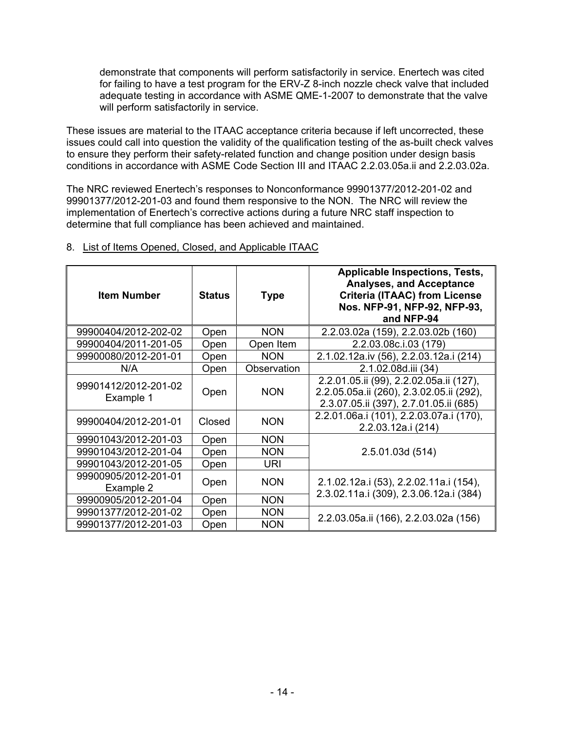demonstrate that components will perform satisfactorily in service. Enertech was cited for failing to have a test program for the ERV-Z 8-inch nozzle check valve that included adequate testing in accordance with ASME QME-1-2007 to demonstrate that the valve will perform satisfactorily in service.

These issues are material to the ITAAC acceptance criteria because if left uncorrected, these issues could call into question the validity of the qualification testing of the as-built check valves to ensure they perform their safety-related function and change position under design basis conditions in accordance with ASME Code Section III and ITAAC 2.2.03.05a.ii and 2.2.03.02a.

The NRC reviewed Enertech's responses to Nonconformance 99901377/2012-201-02 and 99901377/2012-201-03 and found them responsive to the NON. The NRC will review the implementation of Enertech's corrective actions during a future NRC staff inspection to determine that full compliance has been achieved and maintained.

8. List of Items Opened, Closed, and Applicable ITAAC

| Item Number | Status | Type | Applicable Inspections, Tests, Analyses, and Acceptance Criteria (ITAAC) from License Nos. NFP-91, NFP-92, NFP-93, and NFP-94 |
|---|---|---|---|
| 99900404/2012-202-02 | Open | NON | 2.2.03.02a (159), 2.2.03.02b (160) |
| 99900404/2011-201-05 | Open | Open Item | 2.2.03.08c.i.03 (179) |
| 99900080/2012-201-01 | Open | NON | 2.1.02.12a.iv (56), 2.2.03.12a.i (214) |
| N/A | Open | Observation | 2.1.02.08d.iii (34) |
| 99901412/2012-201-02 Example 1 | Open | NON | 2.2.01.05.ii (99), 2.2.02.05a.ii (127), 2.2.05.05a.ii (260), 2.3.02.05.ii (292), 2.3.07.05.ii (397), 2.7.01.05.ii (685) |
| 99900404/2012-201-01 | Closed | NON | 2.2.01.06a.i (101), 2.2.03.07a.i (170), 2.2.03.12a.i (214) |
| 99901043/2012-201-03 | Open | NON | 2.5.01.03d (514) |
| 99901043/2012-201-04 | Open | NON | |
| 99901043/2012-201-05 | Open | URI | |
| 99900905/2012-201-01 Example 2 | Open | NON | 2.1.02.12a.i (53), 2.2.02.11a.i (154), 2.3.02.11a.i (309), 2.3.06.12a.i (384) |
| 99900905/2012-201-04 | Open | NON | |
| 99901377/2012-201-02 | Open | NON | 2.2.03.05a.ii (166), 2.2.03.02a (156) |
| 99901377/2012-201-03 | Open | NON | |